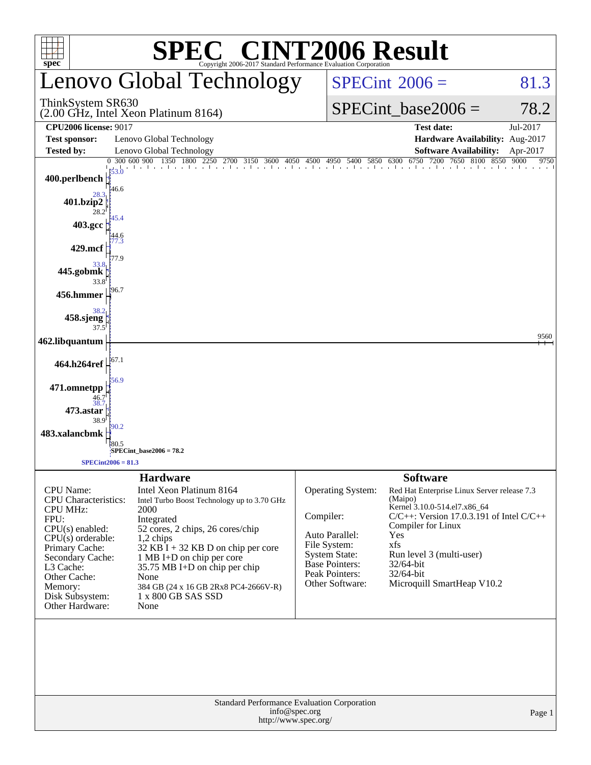# SPEC® CINT2006 Result

Copyright 2006-2017 Standard Performance Evaluation Corporation

## Lenovo Global Technology

ThinkSystem SR630
(2.00 GHz, Intel Xeon Platinum 8164)

SPECint 2006 = 81.3

SPECint_base2006 = 78.2

| | | | |
|---|---|---|---|
| **CPU2006 license:** | 9017 | **Test date:** | Jul-2017 |
| **Test sponsor:** | Lenovo Global Technology | **Hardware Availability:** | Aug-2017 |
| **Tested by:** | Lenovo Global Technology | **Software Availability:** | Apr-2017 |

| Benchmark | Peak | Base |
|---|---|---|
| 400.perlbench | 53.0 | 46.6 |
| 401.bzip2 | 28.3 | 28.2 |
| 403.gcc | 45.4 | 44.6 |
| 429.mcf | 77.3 | 77.9 |
| 445.gobmk | 33.8 | 33.8 |
| 456.hmmer | 96.7 | |
| 458.sjeng | 38.2 | 37.5 |
| 462.libquantum | 9560 | |
| 464.h264ref | 67.1 | |
| 471.omnetpp | 56.9 | 46.7 |
| 473.astar | 38.7 | 38.9 |
| 483.xalancbmk | 90.2 | 80.5 |

SPECint_base2006 = 78.2
SPECint2006 = 81.3

## Hardware

| | |
|---|---|
| CPU Name: | Intel Xeon Platinum 8164 |
| CPU Characteristics: | Intel Turbo Boost Technology up to 3.70 GHz |
| CPU MHz: | 2000 |
| FPU: | Integrated |
| CPU(s) enabled: | 52 cores, 2 chips, 26 cores/chip |
| CPU(s) orderable: | 1,2 chips |
| Primary Cache: | 32 KB I + 32 KB D on chip per core |
| Secondary Cache: | 1 MB I+D on chip per core |
| L3 Cache: | 35.75 MB I+D on chip per chip |
| Other Cache: | None |
| Memory: | 384 GB (24 x 16 GB 2Rx8 PC4-2666V-R) |
| Disk Subsystem: | 1 x 800 GB SAS SSD |
| Other Hardware: | None |

## Software

| | |
|---|---|
| Operating System: | Red Hat Enterprise Linux Server release 7.3 (Maipo) Kernel 3.10.0-514.el7.x86_64 |
| Compiler: | C/C++: Version 17.0.3.191 of Intel C/C++ Compiler for Linux |
| Auto Parallel: | Yes |
| File System: | xfs |
| System State: | Run level 3 (multi-user) |
| Base Pointers: | 32/64-bit |
| Peak Pointers: | 32/64-bit |
| Other Software: | Microquill SmartHeap V10.2 |

Standard Performance Evaluation Corporation
info@spec.org
http://www.spec.org/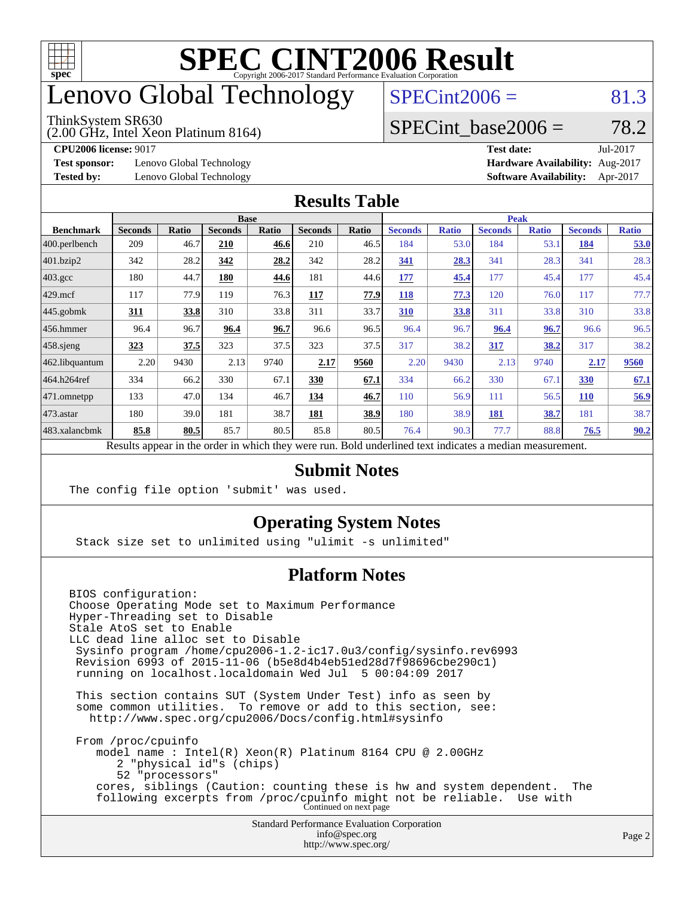# SPEC CINT2006 Result

Copyright 2006-2017 Standard Performance Evaluation Corporation

# Lenovo Global Technology

ThinkSystem SR630
(2.00 GHz, Intel Xeon Platinum 8164)

SPECint2006 = 81.3

SPECint_base2006 = 78.2

**CPU2006 license:** 9017
**Test sponsor:** Lenovo Global Technology
**Tested by:** Lenovo Global Technology

**Test date:** Jul-2017
**Hardware Availability:** Aug-2017
**Software Availability:** Apr-2017

## Results Table

| | Base | | | | | | Peak | | | | | |
|---|---|---|---|---|---|---|---|---|---|---|---|---|
| **Benchmark** | **Seconds** | **Ratio** | **Seconds** | **Ratio** | **Seconds** | **Ratio** | **Seconds** | **Ratio** | **Seconds** | **Ratio** | **Seconds** | **Ratio** |
| 400.perlbench | 209 | 46.7 | **210** | **46.6** | 210 | 46.5 | 184 | 53.0 | 184 | 53.1 | **184** | **53.0** |
| 401.bzip2 | 342 | 28.2 | **342** | **28.2** | 342 | 28.2 | **341** | **28.3** | 341 | 28.3 | 341 | 28.3 |
| 403.gcc | 180 | 44.7 | **180** | **44.6** | 181 | 44.6 | **177** | **45.4** | 177 | 45.4 | 177 | 45.4 |
| 429.mcf | 117 | 77.9 | 119 | 76.3 | **117** | **77.9** | **118** | **77.3** | 120 | 76.0 | 117 | 77.7 |
| 445.gobmk | **311** | **33.8** | 310 | 33.8 | 311 | 33.7 | **310** | **33.8** | 311 | 33.8 | 310 | 33.8 |
| 456.hmmer | 96.4 | 96.7 | **96.4** | **96.7** | 96.6 | 96.5 | 96.4 | 96.7 | **96.4** | **96.7** | 96.6 | 96.5 |
| 458.sjeng | **323** | **37.5** | 323 | 37.5 | 323 | 37.5 | 317 | 38.2 | **317** | **38.2** | 317 | 38.2 |
| 462.libquantum | 2.20 | 9430 | 2.13 | 9740 | **2.17** | **9560** | 2.20 | 9430 | 2.13 | 9740 | **2.17** | **9560** |
| 464.h264ref | 334 | 66.2 | 330 | 67.1 | **330** | **67.1** | 334 | 66.2 | 330 | 67.1 | **330** | **67.1** |
| 471.omnetpp | 133 | 47.0 | 134 | 46.7 | **134** | **46.7** | 110 | 56.9 | 111 | 56.5 | **110** | **56.9** |
| 473.astar | 180 | 39.0 | 181 | 38.7 | **181** | **38.9** | 180 | 38.9 | **181** | **38.7** | 181 | 38.7 |
| 483.xalancbmk | **85.8** | **80.5** | 85.7 | 80.5 | 85.8 | 80.5 | 76.4 | 90.3 | 77.7 | 88.8 | **76.5** | **90.2** |

Results appear in the order in which they were run. Bold underlined text indicates a median measurement.

## Submit Notes

```
The config file option 'submit' was used.
```

## Operating System Notes

```
Stack size set to unlimited using "ulimit -s unlimited"
```

## Platform Notes

```
BIOS configuration:
Choose Operating Mode set to Maximum Performance
Hyper-Threading set to Disable
Stale AtoS set to Enable
LLC dead line alloc set to Disable
 Sysinfo program /home/cpu2006-1.2-ic17.0u3/config/sysinfo.rev6993
 Revision 6993 of 2015-11-06 (b5e8d4b4eb51ed28d7f98696cbe290c1)
 running on localhost.localdomain Wed Jul  5 00:04:09 2017

 This section contains SUT (System Under Test) info as seen by
 some common utilities.  To remove or add to this section, see:
   http://www.spec.org/cpu2006/Docs/config.html#sysinfo

 From /proc/cpuinfo
    model name : Intel(R) Xeon(R) Platinum 8164 CPU @ 2.00GHz
       2 "physical id"s (chips)
       52 "processors"
    cores, siblings (Caution: counting these is hw and system dependent.  The
    following excerpts from /proc/cpuinfo might not be reliable.  Use with
```

Continued on next page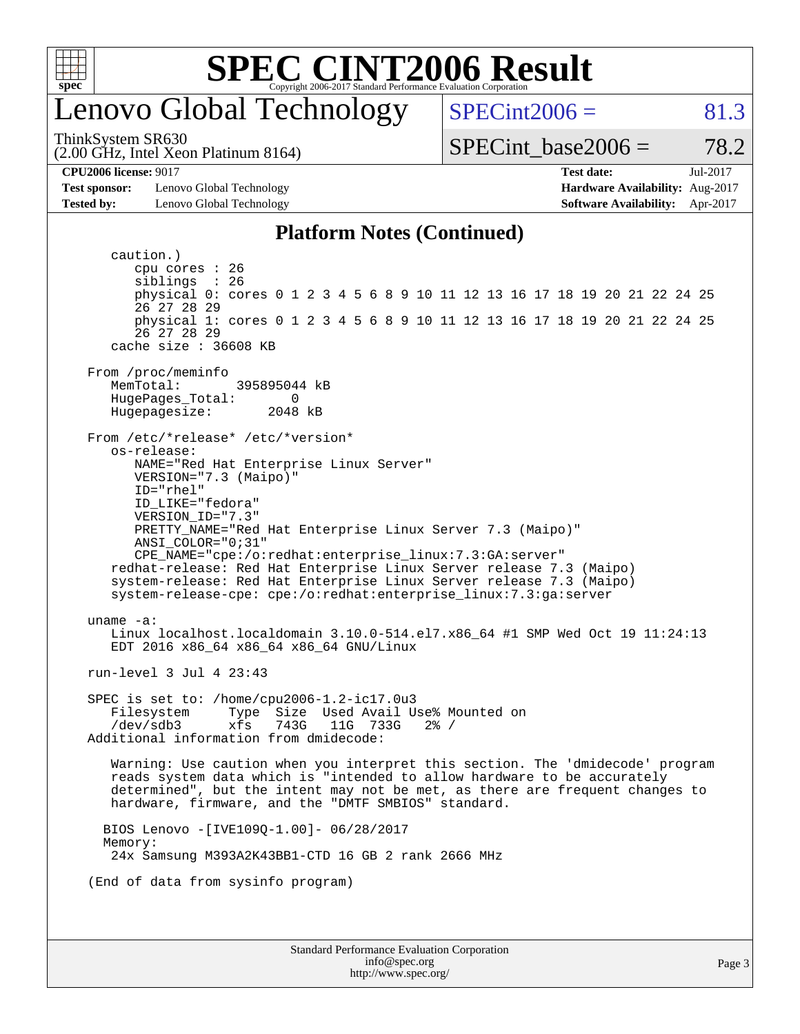## Platform Notes (Continued)

```
   caution.)
      cpu cores : 26
      siblings  : 26
      physical 0: cores 0 1 2 3 4 5 6 8 9 10 11 12 13 16 17 18 19 20 21 22 24 25
      26 27 28 29
      physical 1: cores 0 1 2 3 4 5 6 8 9 10 11 12 13 16 17 18 19 20 21 22 24 25
      26 27 28 29
   cache size : 36608 KB

From /proc/meminfo
   MemTotal:       395895044 kB
   HugePages_Total:       0
   Hugepagesize:       2048 kB

From /etc/*release* /etc/*version*
   os-release:
      NAME="Red Hat Enterprise Linux Server"
      VERSION="7.3 (Maipo)"
      ID="rhel"
      ID_LIKE="fedora"
      VERSION_ID="7.3"
      PRETTY_NAME="Red Hat Enterprise Linux Server 7.3 (Maipo)"
      ANSI_COLOR="0;31"
      CPE_NAME="cpe:/o:redhat:enterprise_linux:7.3:GA:server"
   redhat-release: Red Hat Enterprise Linux Server release 7.3 (Maipo)
   system-release: Red Hat Enterprise Linux Server release 7.3 (Maipo)
   system-release-cpe: cpe:/o:redhat:enterprise_linux:7.3:ga:server

uname -a:
   Linux localhost.localdomain 3.10.0-514.el7.x86_64 #1 SMP Wed Oct 19 11:24:13
   EDT 2016 x86_64 x86_64 x86_64 GNU/Linux

run-level 3 Jul 4 23:43

SPEC is set to: /home/cpu2006-1.2-ic17.0u3
   Filesystem     Type  Size  Used Avail Use% Mounted on
   /dev/sdb3      xfs   743G   11G  733G   2% /
Additional information from dmidecode:

   Warning: Use caution when you interpret this section. The 'dmidecode' program
   reads system data which is "intended to allow hardware to be accurately
   determined", but the intent may not be met, as there are frequent changes to
   hardware, firmware, and the "DMTF SMBIOS" standard.

  BIOS Lenovo -[IVE109Q-1.00]- 06/28/2017
  Memory:
   24x Samsung M393A2K43BB1-CTD 16 GB 2 rank 2666 MHz

(End of data from sysinfo program)
```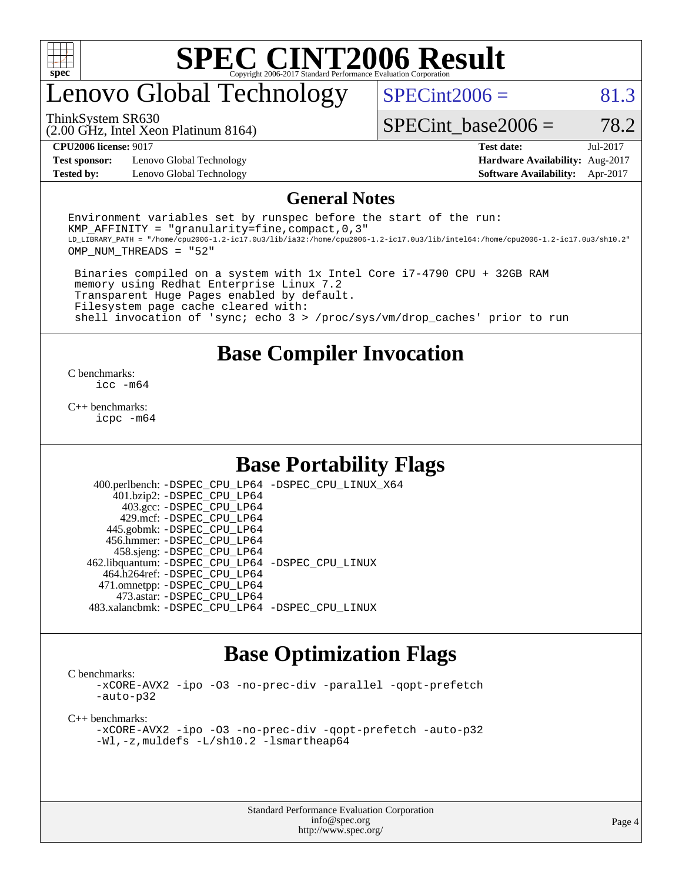# SPEC CINT2006 Result

Copyright 2006-2017 Standard Performance Evaluation Corporation

## Lenovo Global Technology

ThinkSystem SR630
(2.00 GHz, Intel Xeon Platinum 8164)

SPECint2006 = 81.3

SPECint_base2006 = 78.2

| | | | |
|---|---|---|---|
| **CPU2006 license:** 9017 | | **Test date:** | Jul-2017 |
| **Test sponsor:** | Lenovo Global Technology | **Hardware Availability:** | Aug-2017 |
| **Tested by:** | Lenovo Global Technology | **Software Availability:** | Apr-2017 |

## General Notes

```
Environment variables set by runspec before the start of the run:
KMP_AFFINITY = "granularity=fine,compact,0,3"
LD_LIBRARY_PATH = "/home/cpu2006-1.2-ic17.0u3/lib/ia32:/home/cpu2006-1.2-ic17.0u3/lib/intel64:/home/cpu2006-1.2-ic17.0u3/sh10.2"
OMP_NUM_THREADS = "52"

 Binaries compiled on a system with 1x Intel Core i7-4790 CPU + 32GB RAM
 memory using Redhat Enterprise Linux 7.2
 Transparent Huge Pages enabled by default.
 Filesystem page cache cleared with:
 shell invocation of 'sync; echo 3 > /proc/sys/vm/drop_caches' prior to run
```

## Base Compiler Invocation

C benchmarks:
  icc -m64

C++ benchmarks:
  icpc -m64

## Base Portability Flags

| | |
|---|---|
| 400.perlbench: | -DSPEC_CPU_LP64 -DSPEC_CPU_LINUX_X64 |
| 401.bzip2: | -DSPEC_CPU_LP64 |
| 403.gcc: | -DSPEC_CPU_LP64 |
| 429.mcf: | -DSPEC_CPU_LP64 |
| 445.gobmk: | -DSPEC_CPU_LP64 |
| 456.hmmer: | -DSPEC_CPU_LP64 |
| 458.sjeng: | -DSPEC_CPU_LP64 |
| 462.libquantum: | -DSPEC_CPU_LP64 -DSPEC_CPU_LINUX |
| 464.h264ref: | -DSPEC_CPU_LP64 |
| 471.omnetpp: | -DSPEC_CPU_LP64 |
| 473.astar: | -DSPEC_CPU_LP64 |
| 483.xalancbmk: | -DSPEC_CPU_LP64 -DSPEC_CPU_LINUX |

## Base Optimization Flags

C benchmarks:
  -xCORE-AVX2 -ipo -O3 -no-prec-div -parallel -qopt-prefetch
  -auto-p32

C++ benchmarks:
  -xCORE-AVX2 -ipo -O3 -no-prec-div -qopt-prefetch -auto-p32
  -Wl,-z,muldefs -L/sh10.2 -lsmartheap64

Standard Performance Evaluation Corporation
info@spec.org
http://www.spec.org/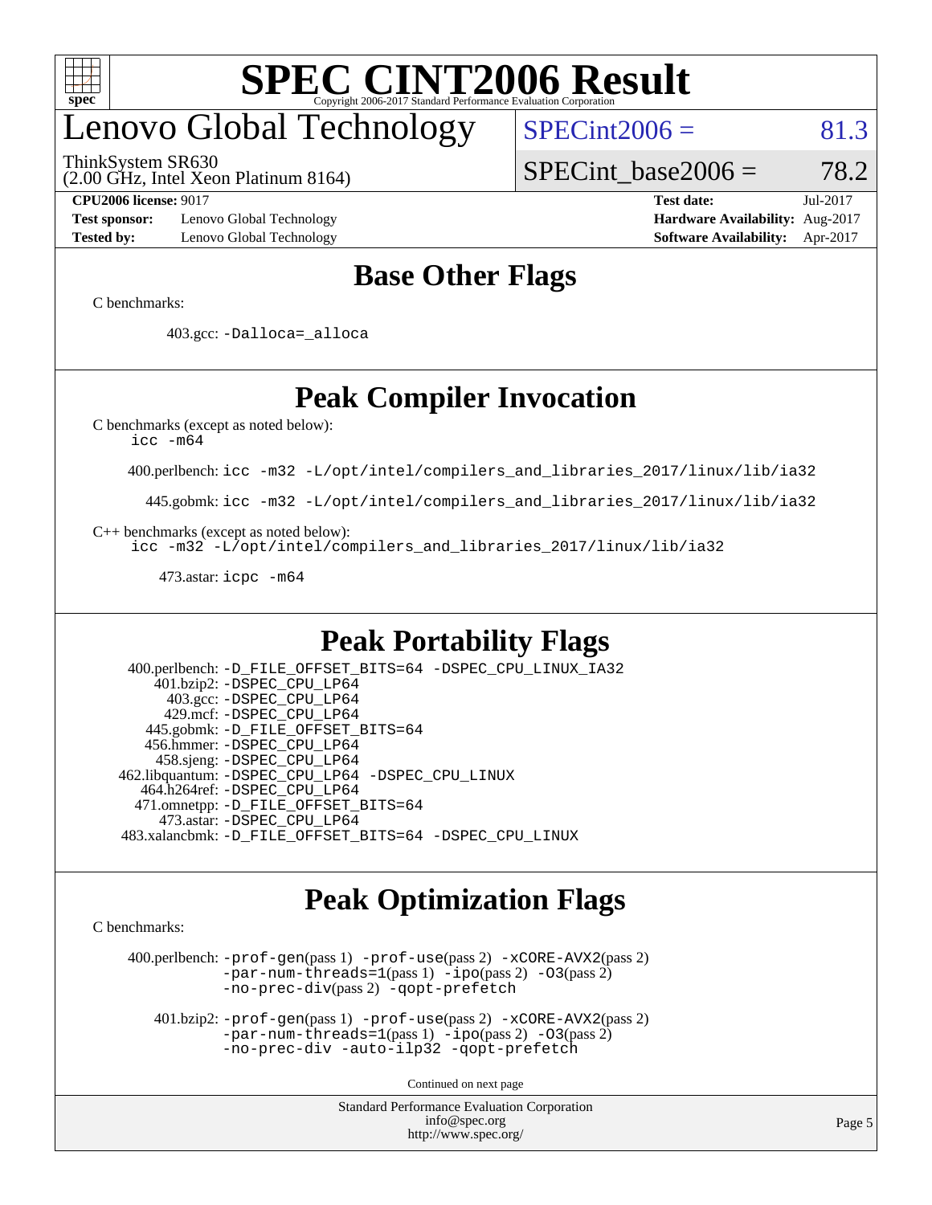# SPEC CINT2006 Result

Copyright 2006-2017 Standard Performance Evaluation Corporation

## Lenovo Global Technology

ThinkSystem SR630
(2.00 GHz, Intel Xeon Platinum 8164)

SPECint2006 = 81.3

SPECint_base2006 = 78.2

**CPU2006 license:** 9017
**Test sponsor:** Lenovo Global Technology
**Tested by:** Lenovo Global Technology

**Test date:** Jul-2017
**Hardware Availability:** Aug-2017
**Software Availability:** Apr-2017

## Base Other Flags

C benchmarks:

403.gcc: `-Dalloca=_alloca`

## Peak Compiler Invocation

C benchmarks (except as noted below):
`icc -m64`

400.perlbench: `icc -m32 -L/opt/intel/compilers_and_libraries_2017/linux/lib/ia32`

445.gobmk: `icc -m32 -L/opt/intel/compilers_and_libraries_2017/linux/lib/ia32`

C++ benchmarks (except as noted below):
`icc -m32 -L/opt/intel/compilers_and_libraries_2017/linux/lib/ia32`

473.astar: `icpc -m64`

## Peak Portability Flags

400.perlbench: `-D_FILE_OFFSET_BITS=64 -DSPEC_CPU_LINUX_IA32`
401.bzip2: `-DSPEC_CPU_LP64`
403.gcc: `-DSPEC_CPU_LP64`
429.mcf: `-DSPEC_CPU_LP64`
445.gobmk: `-D_FILE_OFFSET_BITS=64`
456.hmmer: `-DSPEC_CPU_LP64`
458.sjeng: `-DSPEC_CPU_LP64`
462.libquantum: `-DSPEC_CPU_LP64 -DSPEC_CPU_LINUX`
464.h264ref: `-DSPEC_CPU_LP64`
471.omnetpp: `-D_FILE_OFFSET_BITS=64`
473.astar: `-DSPEC_CPU_LP64`
483.xalancbmk: `-D_FILE_OFFSET_BITS=64 -DSPEC_CPU_LINUX`

## Peak Optimization Flags

C benchmarks:

400.perlbench: `-prof-gen`(pass 1) `-prof-use`(pass 2) `-xCORE-AVX2`(pass 2) `-par-num-threads=1`(pass 1) `-ipo`(pass 2) `-O3`(pass 2) `-no-prec-div`(pass 2) `-qopt-prefetch`

401.bzip2: `-prof-gen`(pass 1) `-prof-use`(pass 2) `-xCORE-AVX2`(pass 2) `-par-num-threads=1`(pass 1) `-ipo`(pass 2) `-O3`(pass 2) `-no-prec-div -auto-ilp32 -qopt-prefetch`

Continued on next page

Standard Performance Evaluation Corporation
info@spec.org
http://www.spec.org/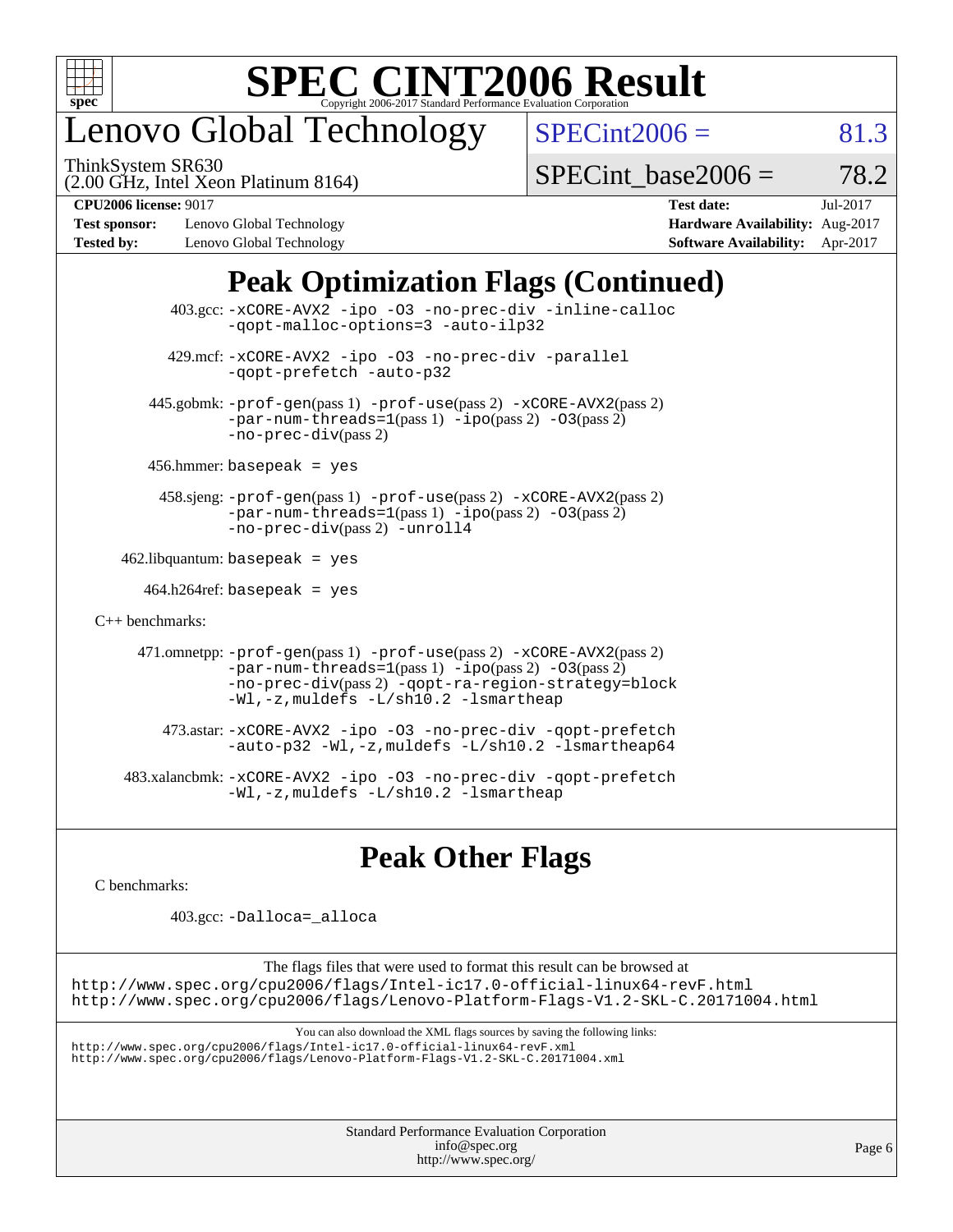# SPEC CINT2006 Result

Copyright 2006-2017 Standard Performance Evaluation Corporation

## Lenovo Global Technology

ThinkSystem SR630
(2.00 GHz, Intel Xeon Platinum 8164)

SPECint2006 = 81.3

SPECint_base2006 = 78.2

**CPU2006 license:** 9017
**Test sponsor:** Lenovo Global Technology
**Tested by:** Lenovo Global Technology

**Test date:** Jul-2017
**Hardware Availability:** Aug-2017
**Software Availability:** Apr-2017

## Peak Optimization Flags (Continued)

403.gcc: -xCORE-AVX2 -ipo -O3 -no-prec-div -inline-calloc -qopt-malloc-options=3 -auto-ilp32

429.mcf: -xCORE-AVX2 -ipo -O3 -no-prec-div -parallel -qopt-prefetch -auto-p32

445.gobmk: -prof-gen(pass 1) -prof-use(pass 2) -xCORE-AVX2(pass 2) -par-num-threads=1(pass 1) -ipo(pass 2) -O3(pass 2) -no-prec-div(pass 2)

456.hmmer: basepeak = yes

458.sjeng: -prof-gen(pass 1) -prof-use(pass 2) -xCORE-AVX2(pass 2) -par-num-threads=1(pass 1) -ipo(pass 2) -O3(pass 2) -no-prec-div(pass 2) -unroll4

462.libquantum: basepeak = yes

464.h264ref: basepeak = yes

C++ benchmarks:

471.omnetpp: -prof-gen(pass 1) -prof-use(pass 2) -xCORE-AVX2(pass 2) -par-num-threads=1(pass 1) -ipo(pass 2) -O3(pass 2) -no-prec-div(pass 2) -qopt-ra-region-strategy=block -Wl,-z,muldefs -L/sh10.2 -lsmartheap

473.astar: -xCORE-AVX2 -ipo -O3 -no-prec-div -qopt-prefetch -auto-p32 -Wl,-z,muldefs -L/sh10.2 -lsmartheap64

483.xalancbmk: -xCORE-AVX2 -ipo -O3 -no-prec-div -qopt-prefetch -Wl,-z,muldefs -L/sh10.2 -lsmartheap

## Peak Other Flags

C benchmarks:

403.gcc: -Dalloca=_alloca

The flags files that were used to format this result can be browsed at
http://www.spec.org/cpu2006/flags/Intel-ic17.0-official-linux64-revF.html
http://www.spec.org/cpu2006/flags/Lenovo-Platform-Flags-V1.2-SKL-C.20171004.html

You can also download the XML flags sources by saving the following links:
http://www.spec.org/cpu2006/flags/Intel-ic17.0-official-linux64-revF.xml
http://www.spec.org/cpu2006/flags/Lenovo-Platform-Flags-V1.2-SKL-C.20171004.xml

Standard Performance Evaluation Corporation
info@spec.org
http://www.spec.org/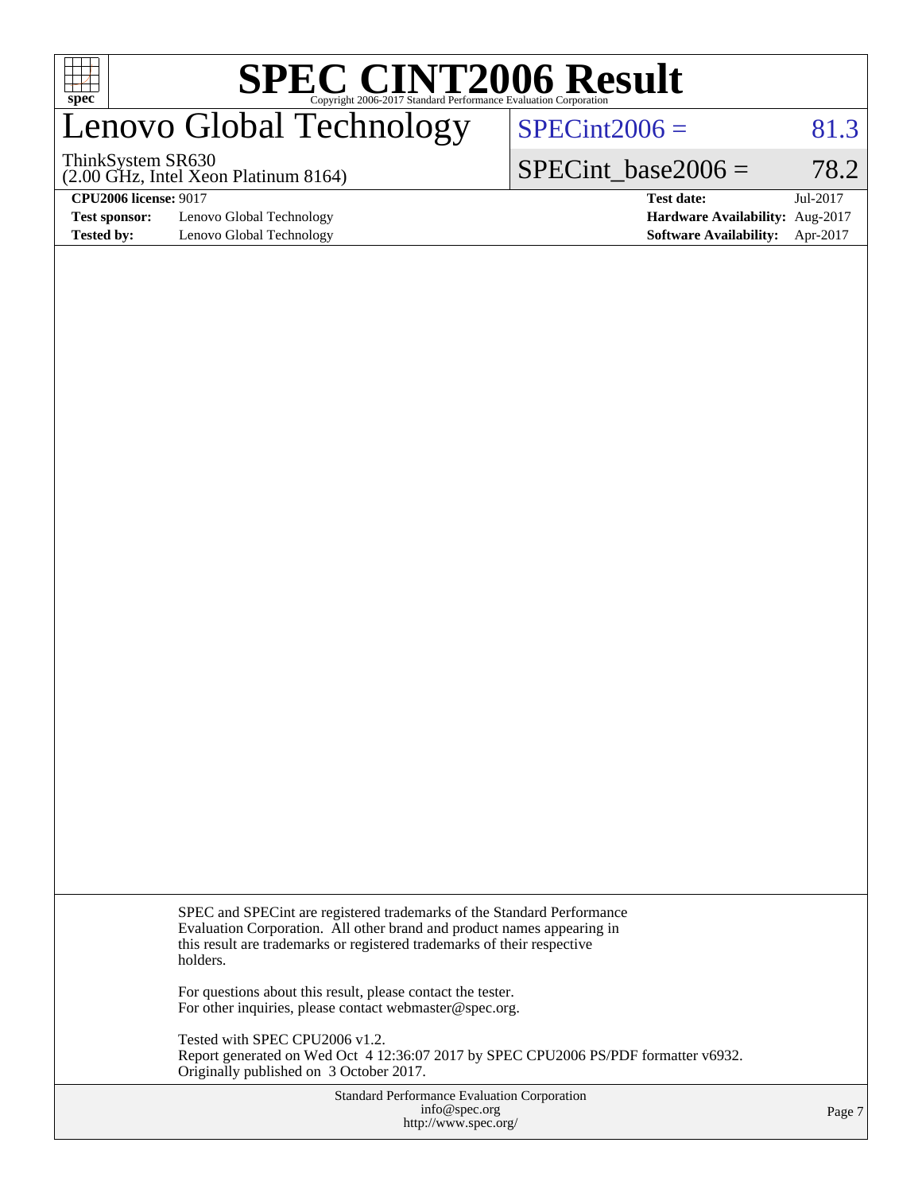SPEC and SPECint are registered trademarks of the Standard Performance Evaluation Corporation. All other brand and product names appearing in this result are trademarks or registered trademarks of their respective holders.

For questions about this result, please contact the tester.
For other inquiries, please contact webmaster@spec.org.

Tested with SPEC CPU2006 v1.2.
Report generated on Wed Oct 4 12:36:07 2017 by SPEC CPU2006 PS/PDF formatter v6932.
Originally published on 3 October 2017.